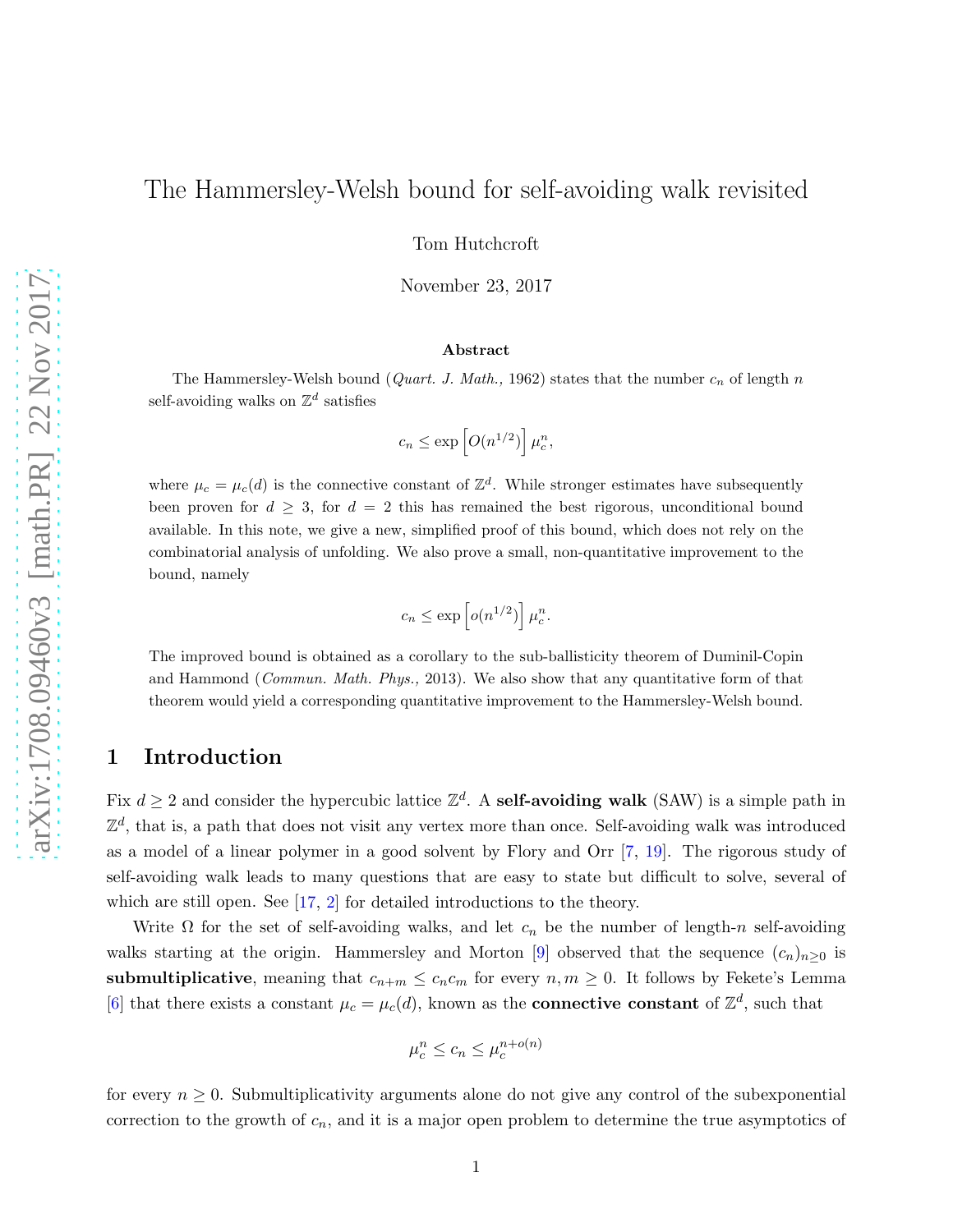# The Hammersley-Welsh bound for self-avoiding walk revisited

Tom Hutchcroft

November 23, 2017

### Abstract

The Hammersley-Welsh bound (*Quart. J. Math.,* 1962) states that the number $c_n$ of length $n$ self-avoiding walks on $\mathbb{Z}^d$ satisfies

$$c_n \leq \exp\left[O(n^{1/2})\right] \mu_c^n,$$

where $\mu_c = \mu_c(d)$ is the connective constant of $\mathbb{Z}^d$. While stronger estimates have subsequently been proven for $d \geq 3$, for $d = 2$ this has remained the best rigorous, unconditional bound available. In this note, we give a new, simplified proof of this bound, which does not rely on the combinatorial analysis of unfolding. We also prove a small, non-quantitative improvement to the bound, namely

$$c_n \leq \exp\left[o(n^{1/2})\right] \mu_c^n.$$

The improved bound is obtained as a corollary to the sub-ballisticity theorem of Duminil-Copin and Hammond (*Commun. Math. Phys.,* 2013). We also show that any quantitative form of that theorem would yield a corresponding quantitative improvement to the Hammersley-Welsh bound.

## 1 Introduction

Fix $d \geq 2$ and consider the hypercubic lattice $\mathbb{Z}^d$. A **self-avoiding walk** (SAW) is a simple path in $\mathbb{Z}^d$, that is, a path that does not visit any vertex more than once. Self-avoiding walk was introduced as a model of a linear polymer in a good solvent by Flory and Orr [7, 19]. The rigorous study of self-avoiding walk leads to many questions that are easy to state but difficult to solve, several of which are still open. See [17, 2] for detailed introductions to the theory.

Write $\Omega$ for the set of self-avoiding walks, and let $c_n$ be the number of length-$n$ self-avoiding walks starting at the origin. Hammersley and Morton [9] observed that the sequence $(c_n)_{n\geq 0}$ is **submultiplicative**, meaning that $c_{n+m} \leq c_n c_m$ for every $n, m \geq 0$. It follows by Fekete's Lemma [6] that there exists a constant $\mu_c = \mu_c(d)$, known as the **connective constant** of $\mathbb{Z}^d$, such that

$$\mu_c^n \leq c_n \leq \mu_c^{n+o(n)}$$

for every $n \geq 0$. Submultiplicativity arguments alone do not give any control of the subexponential correction to the growth of $c_n$, and it is a major open problem to determine the true asymptotics of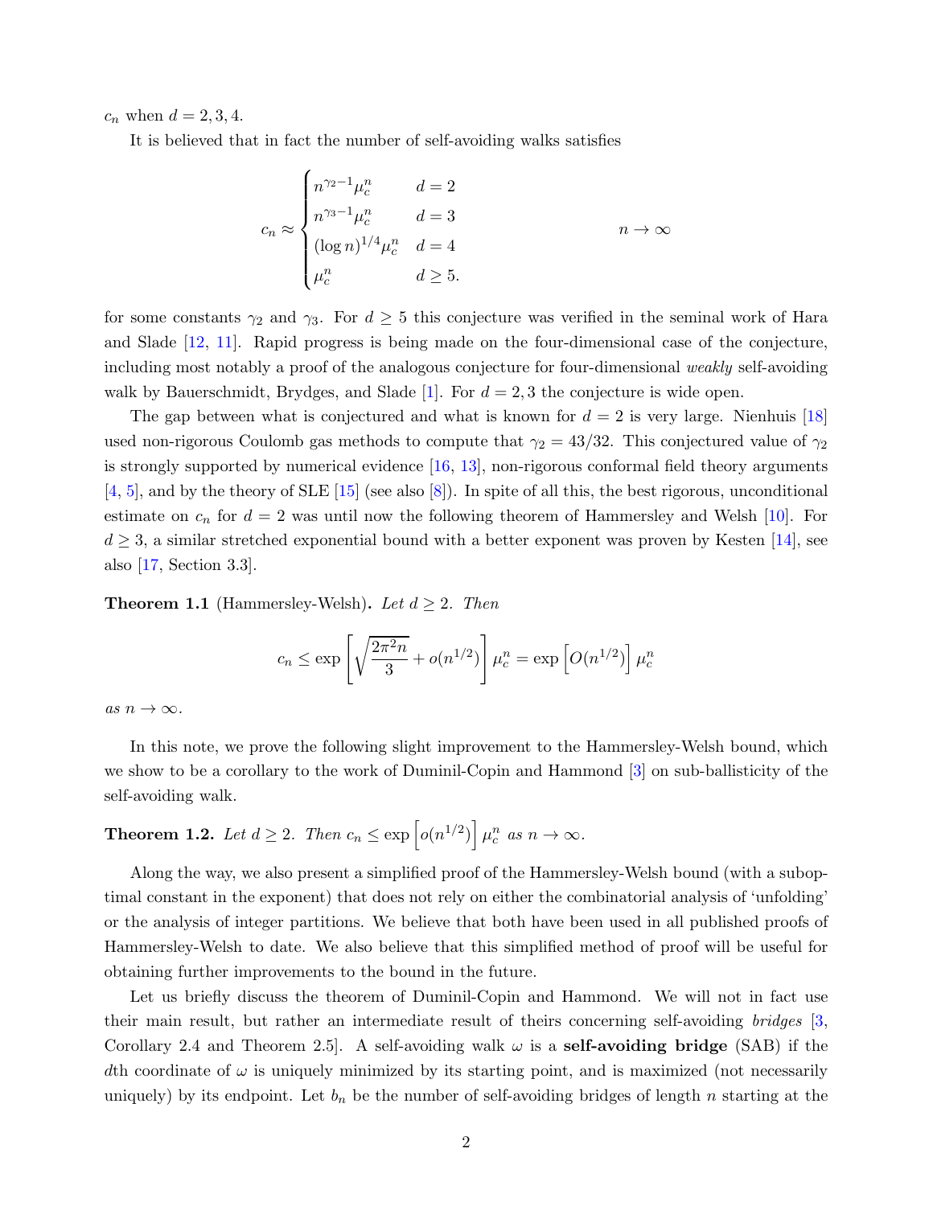$c_n$ when $d = 2, 3, 4$.

It is believed that in fact the number of self-avoiding walks satisfies

$$c_n \approx \begin{cases} n^{\gamma_2 - 1}\mu_c^n & d = 2 \\ n^{\gamma_3 - 1}\mu_c^n & d = 3 \\ (\log n)^{1/4}\mu_c^n & d = 4 \\ \mu_c^n & d \geq 5. \end{cases} \qquad n \to \infty$$

for some constants $\gamma_2$ and $\gamma_3$. For $d \geq 5$ this conjecture was verified in the seminal work of Hara and Slade [12, 11]. Rapid progress is being made on the four-dimensional case of the conjecture, including most notably a proof of the analogous conjecture for four-dimensional *weakly* self-avoiding walk by Bauerschmidt, Brydges, and Slade [1]. For $d = 2, 3$ the conjecture is wide open.

The gap between what is conjectured and what is known for $d = 2$ is very large. Nienhuis [18] used non-rigorous Coulomb gas methods to compute that $\gamma_2 = 43/32$. This conjectured value of $\gamma_2$ is strongly supported by numerical evidence [16, 13], non-rigorous conformal field theory arguments [4, 5], and by the theory of SLE [15] (see also [8]). In spite of all this, the best rigorous, unconditional estimate on $c_n$ for $d = 2$ was until now the following theorem of Hammersley and Welsh [10]. For $d \geq 3$, a similar stretched exponential bound with a better exponent was proven by Kesten [14], see also [17, Section 3.3].

**Theorem 1.1** (Hammersley-Welsh)**.** *Let $d \geq 2$. Then*

$$c_n \leq \exp\left[\sqrt{\frac{2\pi^2 n}{3}} + o(n^{1/2})\right]\mu_c^n = \exp\left[O(n^{1/2})\right]\mu_c^n$$

*as $n \to \infty$.*

In this note, we prove the following slight improvement to the Hammersley-Welsh bound, which we show to be a corollary to the work of Duminil-Copin and Hammond [3] on sub-ballisticity of the self-avoiding walk.

**Theorem 1.2.** *Let $d \geq 2$. Then $c_n \leq \exp\left[o(n^{1/2})\right]\mu_c^n$ as $n \to \infty$.*

Along the way, we also present a simplified proof of the Hammersley-Welsh bound (with a suboptimal constant in the exponent) that does not rely on either the combinatorial analysis of 'unfolding' or the analysis of integer partitions. We believe that both have been used in all published proofs of Hammersley-Welsh to date. We also believe that this simplified method of proof will be useful for obtaining further improvements to the bound in the future.

Let us briefly discuss the theorem of Duminil-Copin and Hammond. We will not in fact use their main result, but rather an intermediate result of theirs concerning self-avoiding *bridges* [3, Corollary 2.4 and Theorem 2.5]. A self-avoiding walk $\omega$ is a **self-avoiding bridge** (SAB) if the $d$th coordinate of $\omega$ is uniquely minimized by its starting point, and is maximized (not necessarily uniquely) by its endpoint. Let $b_n$ be the number of self-avoiding bridges of length $n$ starting at the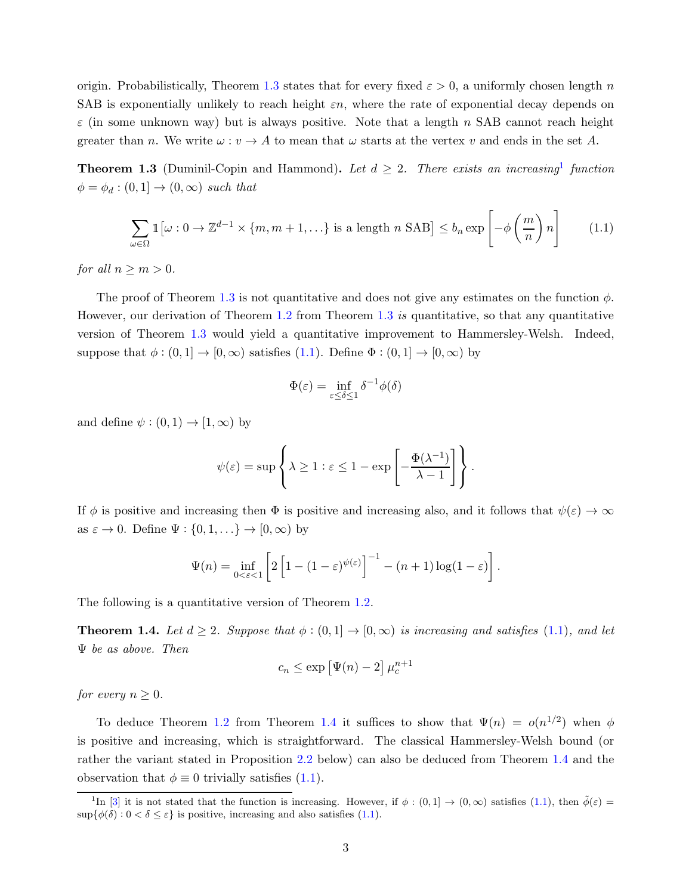origin. Probabilistically, Theorem 1.3 states that for every fixed $\varepsilon > 0$, a uniformly chosen length $n$ SAB is exponentially unlikely to reach height $\varepsilon n$, where the rate of exponential decay depends on $\varepsilon$ (in some unknown way) but is always positive. Note that a length $n$ SAB cannot reach height greater than $n$. We write $\omega : v \to A$ to mean that $\omega$ starts at the vertex $v$ and ends in the set $A$.

**Theorem 1.3** (Duminil-Copin and Hammond)**.** *Let $d \geq 2$. There exists an increasing*[1] *function $\phi = \phi_d : (0, 1] \to (0, \infty)$ such that*

$$\sum_{\omega \in \Omega} \mathbb{1}\left[\omega : 0 \to \mathbb{Z}^{d-1} \times \{m, m+1, \ldots\} \text{ is a length } n \text{ SAB}\right] \leq b_n \exp\left[-\phi\left(\frac{m}{n}\right) n\right] \tag{1.1}$$

*for all $n \geq m > 0$.*

The proof of Theorem 1.3 is not quantitative and does not give any estimates on the function $\phi$. However, our derivation of Theorem 1.2 from Theorem 1.3 *is* quantitative, so that any quantitative version of Theorem 1.3 would yield a quantitative improvement to Hammersley-Welsh. Indeed, suppose that $\phi : (0, 1] \to [0, \infty)$ satisfies (1.1). Define $\Phi : (0, 1] \to [0, \infty)$ by

$$\Phi(\varepsilon) = \inf_{\varepsilon \leq \delta \leq 1} \delta^{-1} \phi(\delta)$$

and define $\psi : (0, 1) \to [1, \infty)$ by

$$\psi(\varepsilon) = \sup\left\{\lambda \geq 1 : \varepsilon \leq 1 - \exp\left[-\frac{\Phi(\lambda^{-1})}{\lambda - 1}\right]\right\}.$$

If $\phi$ is positive and increasing then $\Phi$ is positive and increasing also, and it follows that $\psi(\varepsilon) \to \infty$ as $\varepsilon \to 0$. Define $\Psi : \{0, 1, \ldots\} \to [0, \infty)$ by

$$\Psi(n) = \inf_{0 < \varepsilon < 1}\left[2\left[1 - (1 - \varepsilon)^{\psi(\varepsilon)}\right]^{-1} - (n + 1)\log(1 - \varepsilon)\right].$$

The following is a quantitative version of Theorem 1.2.

**Theorem 1.4.** *Let $d \geq 2$. Suppose that $\phi : (0, 1] \to [0, \infty)$ is increasing and satisfies (1.1), and let $\Psi$ be as above. Then*

$$c_n \leq \exp\left[\Psi(n) - 2\right] \mu_c^{n+1}$$

*for every $n \geq 0$.*

To deduce Theorem 1.2 from Theorem 1.4 it suffices to show that $\Psi(n) = o(n^{1/2})$ when $\phi$ is positive and increasing, which is straightforward. The classical Hammersley-Welsh bound (or rather the variant stated in Proposition 2.2 below) can also be deduced from Theorem 1.4 and the observation that $\phi \equiv 0$ trivially satisfies (1.1).

[1] In [3] it is not stated that the function is increasing. However, if $\phi : (0, 1] \to (0, \infty)$ satisfies (1.1), then $\tilde{\phi}(\varepsilon) = \sup\{\phi(\delta) : 0 < \delta \leq \varepsilon\}$ is positive, increasing and also satisfies (1.1).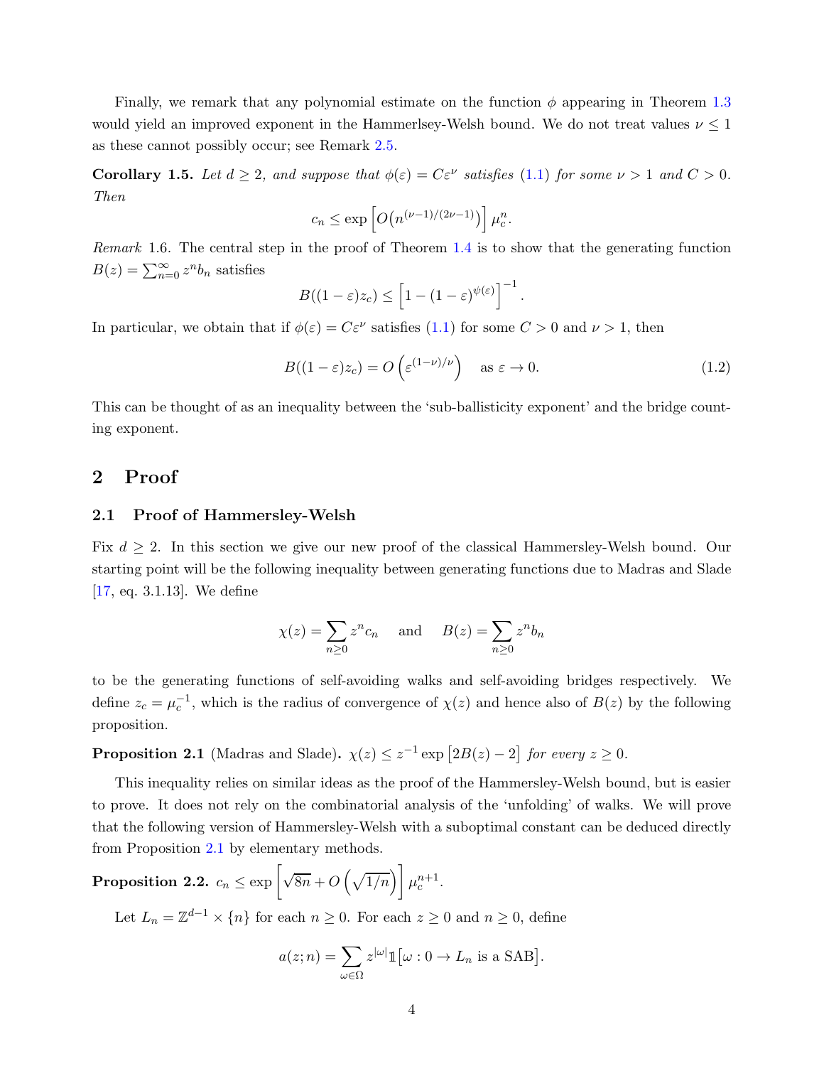Finally, we remark that any polynomial estimate on the function $\phi$ appearing in Theorem 1.3 would yield an improved exponent in the Hammerlsey-Welsh bound. We do not treat values $\nu \leq 1$ as these cannot possibly occur; see Remark 2.5.

**Corollary 1.5.** *Let $d \geq 2$, and suppose that $\phi(\varepsilon) = C\varepsilon^\nu$ satisfies (1.1) for some $\nu > 1$ and $C > 0$. Then*

$$c_n \leq \exp\left[O\big(n^{(\nu-1)/(2\nu-1)}\big)\right]\mu_c^n.$$

*Remark* 1.6. The central step in the proof of Theorem 1.4 is to show that the generating function $B(z) = \sum_{n=0}^\infty z^n b_n$ satisfies

$$B((1-\varepsilon)z_c) \leq \left[1 - (1-\varepsilon)^{\psi(\varepsilon)}\right]^{-1}.$$

In particular, we obtain that if $\phi(\varepsilon) = C\varepsilon^\nu$ satisfies (1.1) for some $C > 0$ and $\nu > 1$, then

$$B((1-\varepsilon)z_c) = O\left(\varepsilon^{(1-\nu)/\nu}\right) \quad \text{as } \varepsilon \to 0. \tag{1.2}$$

This can be thought of as an inequality between the 'sub-ballisticity exponent' and the bridge counting exponent.

## 2 Proof

### 2.1 Proof of Hammersley-Welsh

Fix $d \geq 2$. In this section we give our new proof of the classical Hammersley-Welsh bound. Our starting point will be the following inequality between generating functions due to Madras and Slade [17, eq. 3.1.13]. We define

$$\chi(z) = \sum_{n\geq 0} z^n c_n \quad \text{ and } \quad B(z) = \sum_{n \geq 0} z^n b_n$$

to be the generating functions of self-avoiding walks and self-avoiding bridges respectively. We define $z_c = \mu_c^{-1}$, which is the radius of convergence of $\chi(z)$ and hence also of $B(z)$ by the following proposition.

**Proposition 2.1** (Madras and Slade)**.** *$\chi(z) \leq z^{-1}\exp\left[2B(z) - 2\right]$ for every $z \geq 0$.*

This inequality relies on similar ideas as the proof of the Hammersley-Welsh bound, but is easier to prove. It does not rely on the combinatorial analysis of the 'unfolding' of walks. We will prove that the following version of Hammersley-Welsh with a suboptimal constant can be deduced directly from Proposition 2.1 by elementary methods.

**Proposition 2.2.** $c_n \leq \exp\left[\sqrt{8n} + O\left(\sqrt{1/n}\right)\right]\mu_c^{n+1}$.

Let $L_n = \mathbb{Z}^{d-1} \times \{n\}$ for each $n \geq 0$. For each $z \geq 0$ and $n \geq 0$, define

$$a(z;n) = \sum_{\omega \in \Omega} z^{|\omega|}\mathbb{1}\big[\omega : 0 \to L_n \text{ is a SAB}\big].$$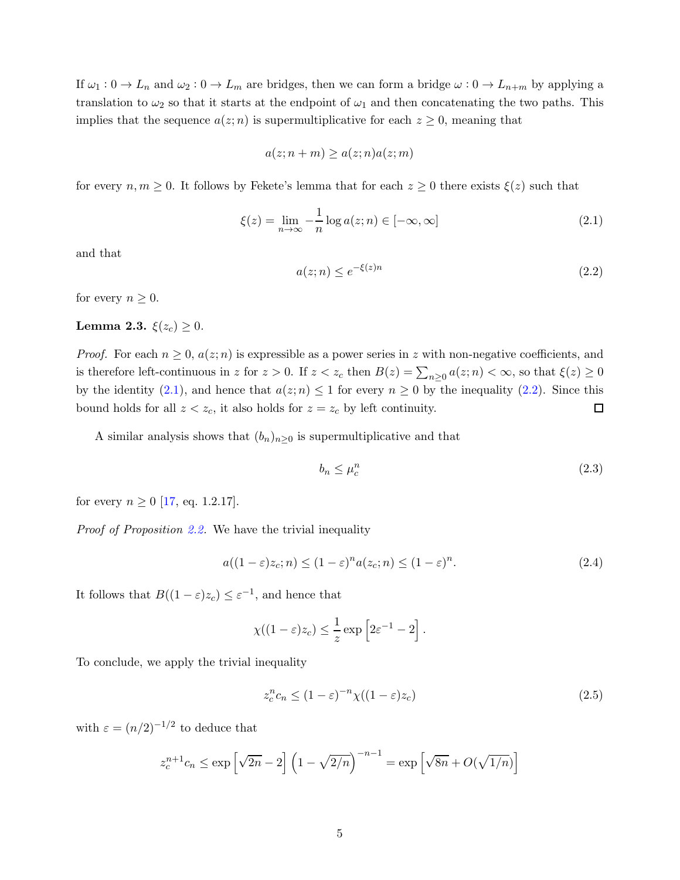If $\omega_1 : 0 \to L_n$ and $\omega_2 : 0 \to L_m$ are bridges, then we can form a bridge $\omega : 0 \to L_{n+m}$ by applying a translation to $\omega_2$ so that it starts at the endpoint of $\omega_1$ and then concatenating the two paths. This implies that the sequence $a(z;n)$ is supermultiplicative for each $z \geq 0$, meaning that

$$a(z; n+m) \geq a(z;n)a(z;m)$$

for every $n, m \geq 0$. It follows by Fekete's lemma that for each $z \geq 0$ there exists $\xi(z)$ such that

$$\xi(z) = \lim_{n\to\infty} -\frac{1}{n}\log a(z;n) \in [-\infty, \infty] \tag{2.1}$$

and that

$$a(z;n) \leq e^{-\xi(z)n} \tag{2.2}$$

for every $n \geq 0$.

**Lemma 2.3.** $\xi(z_c) \geq 0$.

*Proof.* For each $n \geq 0$, $a(z;n)$ is expressible as a power series in $z$ with non-negative coefficients, and is therefore left-continuous in $z$ for $z > 0$. If $z < z_c$ then $B(z) = \sum_{n\geq 0} a(z;n) < \infty$, so that $\xi(z) \geq 0$ by the identity (2.1), and hence that $a(z;n) \leq 1$ for every $n \geq 0$ by the inequality (2.2). Since this bound holds for all $z < z_c$, it also holds for $z = z_c$ by left continuity. □

A similar analysis shows that $(b_n)_{n\geq 0}$ is supermultiplicative and that

$$b_n \leq \mu_c^n \tag{2.3}$$

for every $n \geq 0$ [17, eq. 1.2.17].

*Proof of Proposition 2.2.* We have the trivial inequality

$$a((1-\varepsilon)z_c; n) \leq (1-\varepsilon)^n a(z_c;n) \leq (1-\varepsilon)^n. \tag{2.4}$$

It follows that $B((1-\varepsilon)z_c) \leq \varepsilon^{-1}$, and hence that

$$\chi((1-\varepsilon)z_c) \leq \frac{1}{z}\exp\left[2\varepsilon^{-1} - 2\right].$$

To conclude, we apply the trivial inequality

$$z_c^n c_n \leq (1-\varepsilon)^{-n}\chi((1-\varepsilon)z_c) \tag{2.5}$$

with $\varepsilon = (n/2)^{-1/2}$ to deduce that

$$z_c^{n+1}c_n \leq \exp\left[\sqrt{2n} - 2\right]\left(1 - \sqrt{2/n}\right)^{-n-1} = \exp\left[\sqrt{8n} + O(\sqrt{1/n})\right]$$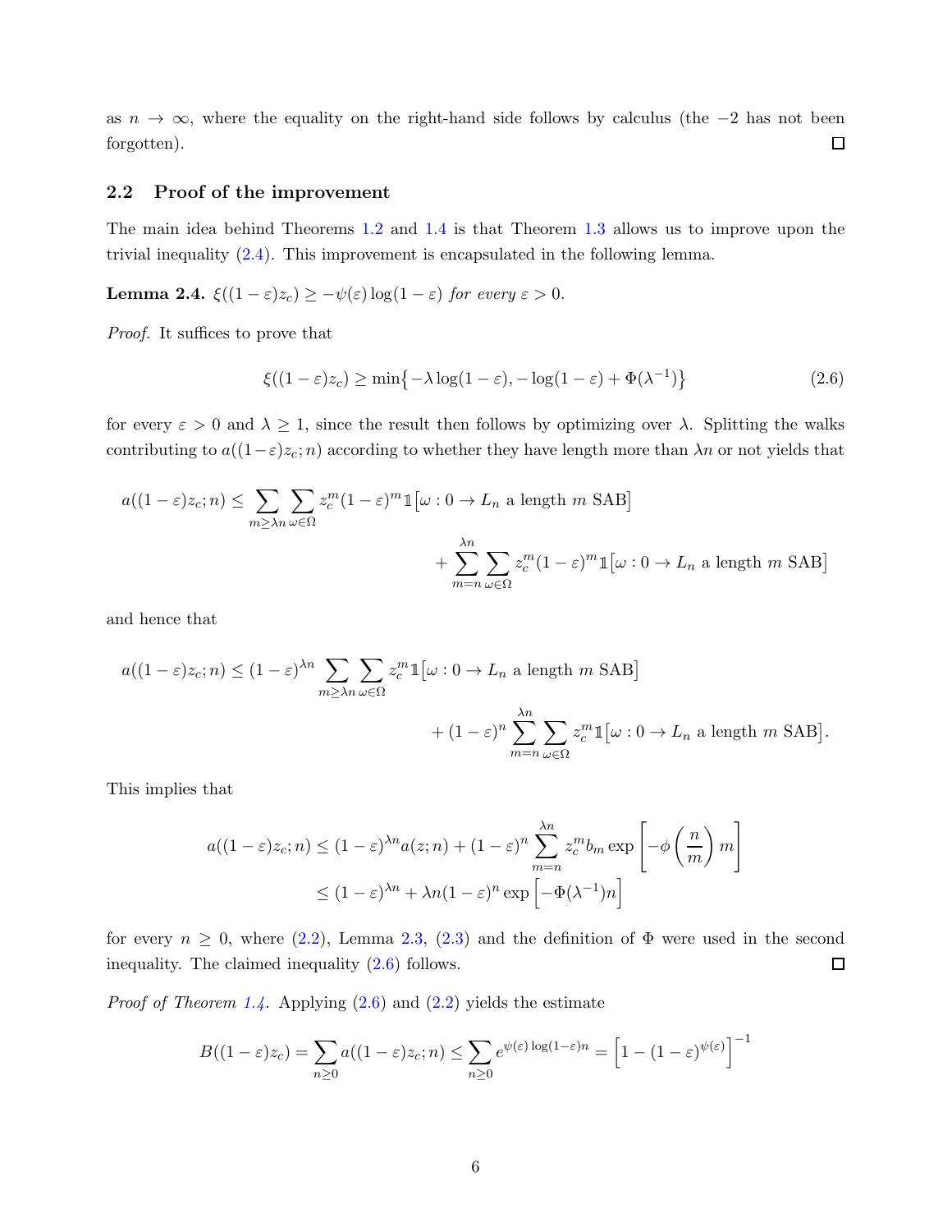as $n \to \infty$, where the equality on the right-hand side follows by calculus (the $-2$ has not been forgotten). $\square$

### 2.2 Proof of the improvement

The main idea behind Theorems 1.2 and 1.4 is that Theorem 1.3 allows us to improve upon the trivial inequality (2.4). This improvement is encapsulated in the following lemma.

**Lemma 2.4.** *$\xi((1-\varepsilon)z_c) \geq -\psi(\varepsilon)\log(1-\varepsilon)$ for every $\varepsilon > 0$.*

*Proof.* It suffices to prove that

$$\xi((1-\varepsilon)z_c) \geq \min\bigl\{-\lambda \log(1-\varepsilon), -\log(1-\varepsilon) + \Phi(\lambda^{-1})\bigr\} \tag{2.6}$$

for every $\varepsilon > 0$ and $\lambda \geq 1$, since the result then follows by optimizing over $\lambda$. Splitting the walks contributing to $a((1-\varepsilon)z_c; n)$ according to whether they have length more than $\lambda n$ or not yields that

$$a((1-\varepsilon)z_c; n) \leq \sum_{m \geq \lambda n} \sum_{\omega \in \Omega} z_c^m (1-\varepsilon)^m \mathbb{1}\bigl[\omega : 0 \to L_n \text{ a length } m \text{ SAB}\bigr] + \sum_{m=n}^{\lambda n} \sum_{\omega \in \Omega} z_c^m (1-\varepsilon)^m \mathbb{1}\bigl[\omega : 0 \to L_n \text{ a length } m \text{ SAB}\bigr]$$

and hence that

$$a((1-\varepsilon)z_c; n) \leq (1-\varepsilon)^{\lambda n} \sum_{m \geq \lambda n} \sum_{\omega \in \Omega} z_c^m \mathbb{1}\bigl[\omega : 0 \to L_n \text{ a length } m \text{ SAB}\bigr] + (1-\varepsilon)^n \sum_{m=n}^{\lambda n} \sum_{\omega \in \Omega} z_c^m \mathbb{1}\bigl[\omega : 0 \to L_n \text{ a length } m \text{ SAB}\bigr].$$

This implies that

$$\begin{aligned} a((1-\varepsilon)z_c; n) &\leq (1-\varepsilon)^{\lambda n} a(z; n) + (1-\varepsilon)^n \sum_{m=n}^{\lambda n} z_c^m b_m \exp\left[-\phi\left(\frac{n}{m}\right) m\right] \\ &\leq (1-\varepsilon)^{\lambda n} + \lambda n (1-\varepsilon)^n \exp\Bigl[-\Phi(\lambda^{-1}) n\Bigr] \end{aligned}$$

for every $n \geq 0$, where (2.2), Lemma 2.3, (2.3) and the definition of $\Phi$ were used in the second inequality. The claimed inequality (2.6) follows. $\square$

*Proof of Theorem 1.4.* Applying (2.6) and (2.2) yields the estimate

$$B((1-\varepsilon)z_c) = \sum_{n \geq 0} a((1-\varepsilon)z_c; n) \leq \sum_{n \geq 0} e^{\psi(\varepsilon)\log(1-\varepsilon)n} = \Bigl[1 - (1-\varepsilon)^{\psi(\varepsilon)}\Bigr]^{-1}$$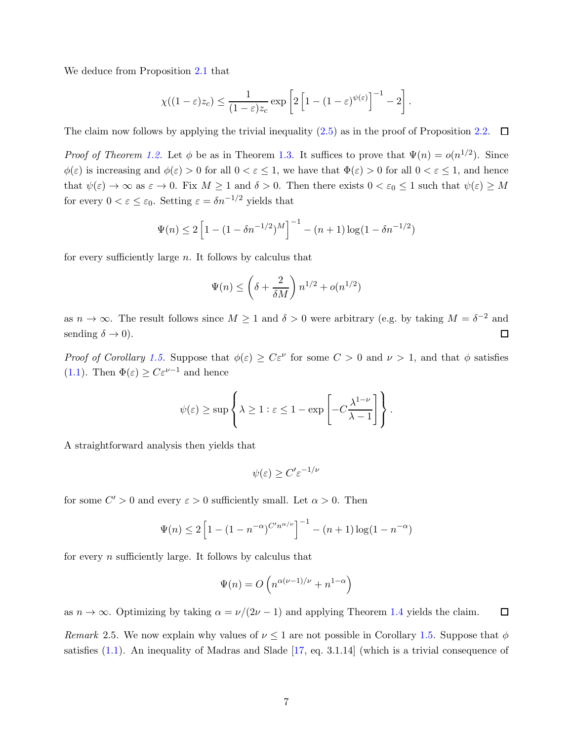We deduce from Proposition 2.1 that

$$\chi((1-\varepsilon)z_c) \leq \frac{1}{(1-\varepsilon)z_c} \exp\left[2\left[1-(1-\varepsilon)^{\psi(\varepsilon)}\right]^{-1} - 2\right].$$

The claim now follows by applying the trivial inequality (2.5) as in the proof of Proposition 2.2. $\square$

*Proof of Theorem 1.2.* Let $\phi$ be as in Theorem 1.3. It suffices to prove that $\Psi(n) = o(n^{1/2})$. Since $\phi(\varepsilon)$ is increasing and $\phi(\varepsilon) > 0$ for all $0 < \varepsilon \leq 1$, we have that $\Phi(\varepsilon) > 0$ for all $0 < \varepsilon \leq 1$, and hence that $\psi(\varepsilon) \to \infty$ as $\varepsilon \to 0$. Fix $M \geq 1$ and $\delta > 0$. Then there exists $0 < \varepsilon_0 \leq 1$ such that $\psi(\varepsilon) \geq M$ for every $0 < \varepsilon \leq \varepsilon_0$. Setting $\varepsilon = \delta n^{-1/2}$ yields that

$$\Psi(n) \leq 2\left[1-(1-\delta n^{-1/2})^M\right]^{-1} - (n+1)\log(1-\delta n^{-1/2})$$

for every sufficiently large $n$. It follows by calculus that

$$\Psi(n) \leq \left(\delta + \frac{2}{\delta M}\right) n^{1/2} + o(n^{1/2})$$

as $n \to \infty$. The result follows since $M \geq 1$ and $\delta > 0$ were arbitrary (e.g. by taking $M = \delta^{-2}$ and sending $\delta \to 0$). $\square$

*Proof of Corollary 1.5.* Suppose that $\phi(\varepsilon) \geq C\varepsilon^\nu$ for some $C > 0$ and $\nu > 1$, and that $\phi$ satisfies (1.1). Then $\Phi(\varepsilon) \geq C\varepsilon^{\nu-1}$ and hence

$$\psi(\varepsilon) \geq \sup\left\{\lambda \geq 1 : \varepsilon \leq 1 - \exp\left[-C\frac{\lambda^{1-\nu}}{\lambda - 1}\right]\right\}.$$

A straightforward analysis then yields that

$$\psi(\varepsilon) \geq C'\varepsilon^{-1/\nu}$$

for some $C' > 0$ and every $\varepsilon > 0$ sufficiently small. Let $\alpha > 0$. Then

$$\Psi(n) \leq 2\left[1-(1-n^{-\alpha})^{C'n^{\alpha/\nu}}\right]^{-1} - (n+1)\log(1-n^{-\alpha})$$

for every $n$ sufficiently large. It follows by calculus that

$$\Psi(n) = O\left(n^{\alpha(\nu-1)/\nu} + n^{1-\alpha}\right)$$

as $n \to \infty$. Optimizing by taking $\alpha = \nu/(2\nu - 1)$ and applying Theorem 1.4 yields the claim. $\square$

*Remark* 2.5. We now explain why values of $\nu \leq 1$ are not possible in Corollary 1.5. Suppose that $\phi$ satisfies (1.1). An inequality of Madras and Slade [17, eq. 3.1.14] (which is a trivial consequence of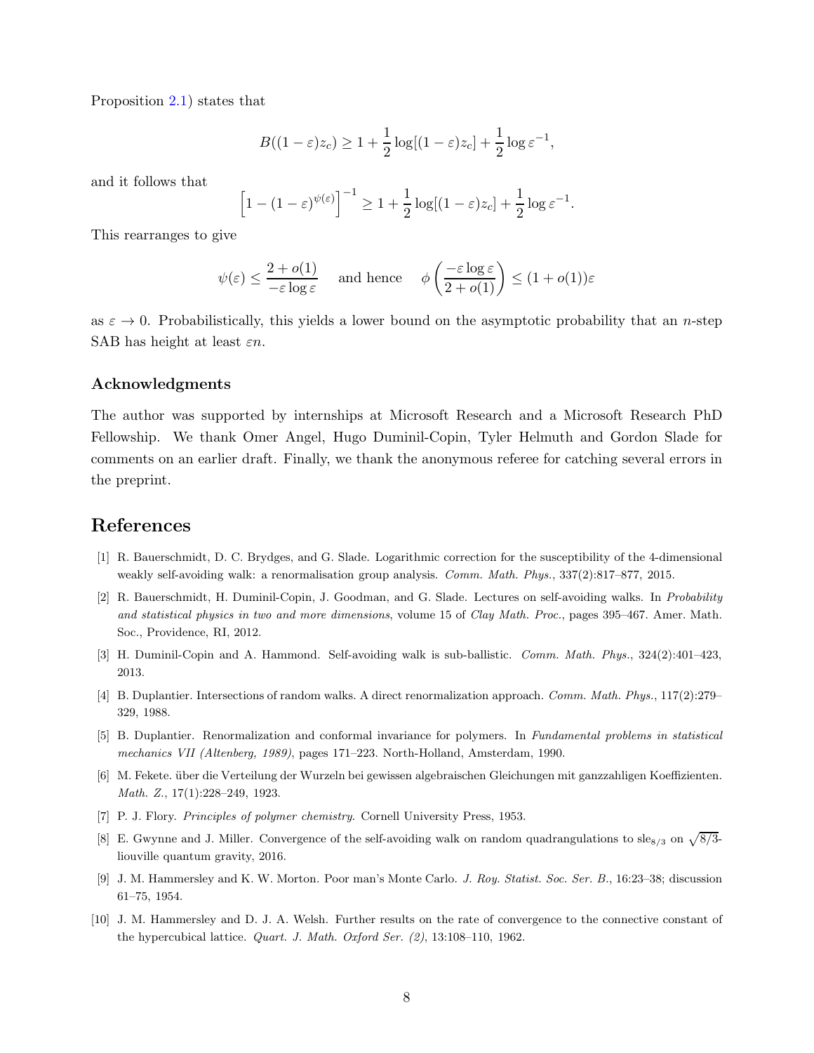Proposition 2.1) states that

$$B((1-\varepsilon)z_c) \geq 1 + \frac{1}{2}\log[(1-\varepsilon)z_c] + \frac{1}{2}\log \varepsilon^{-1},$$

and it follows that

$$\left[1-(1-\varepsilon)^{\psi(\varepsilon)}\right]^{-1} \geq 1 + \frac{1}{2}\log[(1-\varepsilon)z_c] + \frac{1}{2}\log \varepsilon^{-1}.$$

This rearranges to give

$$\psi(\varepsilon) \leq \frac{2+o(1)}{-\varepsilon \log \varepsilon} \quad \text{ and hence } \quad \phi\left(\frac{-\varepsilon \log \varepsilon}{2+o(1)}\right) \leq (1+o(1))\varepsilon$$

as $\varepsilon \to 0$. Probabilistically, this yields a lower bound on the asymptotic probability that an $n$-step SAB has height at least $\varepsilon n$.

## Acknowledgments

The author was supported by internships at Microsoft Research and a Microsoft Research PhD Fellowship. We thank Omer Angel, Hugo Duminil-Copin, Tyler Helmuth and Gordon Slade for comments on an earlier draft. Finally, we thank the anonymous referee for catching several errors in the preprint.

# References

[1] R. Bauerschmidt, D. C. Brydges, and G. Slade. Logarithmic correction for the susceptibility of the 4-dimensional weakly self-avoiding walk: a renormalisation group analysis. *Comm. Math. Phys.*, 337(2):817–877, 2015.

[2] R. Bauerschmidt, H. Duminil-Copin, J. Goodman, and G. Slade. Lectures on self-avoiding walks. In *Probability and statistical physics in two and more dimensions*, volume 15 of *Clay Math. Proc.*, pages 395–467. Amer. Math. Soc., Providence, RI, 2012.

[3] H. Duminil-Copin and A. Hammond. Self-avoiding walk is sub-ballistic. *Comm. Math. Phys.*, 324(2):401–423, 2013.

[4] B. Duplantier. Intersections of random walks. A direct renormalization approach. *Comm. Math. Phys.*, 117(2):279–329, 1988.

[5] B. Duplantier. Renormalization and conformal invariance for polymers. In *Fundamental problems in statistical mechanics VII (Altenberg, 1989)*, pages 171–223. North-Holland, Amsterdam, 1990.

[6] M. Fekete. über die Verteilung der Wurzeln bei gewissen algebraischen Gleichungen mit ganzzahligen Koeffizienten. *Math. Z.*, 17(1):228–249, 1923.

[7] P. J. Flory. *Principles of polymer chemistry.* Cornell University Press, 1953.

[8] E. Gwynne and J. Miller. Convergence of the self-avoiding walk on random quadrangulations to $\mathrm{sle}_{8/3}$ on $\sqrt{8/3}$-liouville quantum gravity, 2016.

[9] J. M. Hammersley and K. W. Morton. Poor man's Monte Carlo. *J. Roy. Statist. Soc. Ser. B.*, 16:23–38; discussion 61–75, 1954.

[10] J. M. Hammersley and D. J. A. Welsh. Further results on the rate of convergence to the connective constant of the hypercubical lattice. *Quart. J. Math. Oxford Ser. (2)*, 13:108–110, 1962.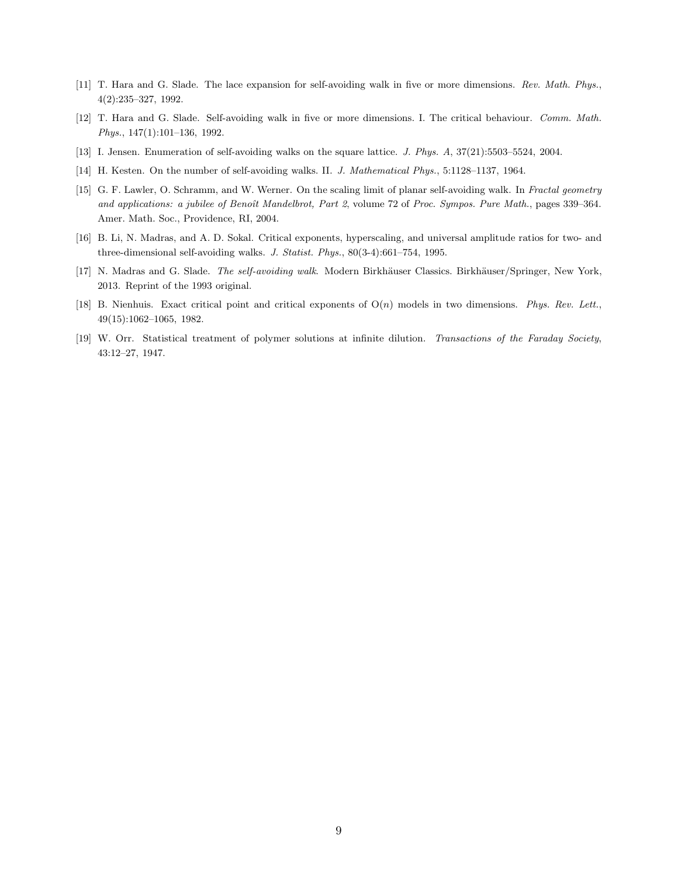[11] T. Hara and G. Slade. The lace expansion for self-avoiding walk in five or more dimensions. *Rev. Math. Phys.*, 4(2):235–327, 1992.

[12] T. Hara and G. Slade. Self-avoiding walk in five or more dimensions. I. The critical behaviour. *Comm. Math. Phys.*, 147(1):101–136, 1992.

[13] I. Jensen. Enumeration of self-avoiding walks on the square lattice. *J. Phys. A*, 37(21):5503–5524, 2004.

[14] H. Kesten. On the number of self-avoiding walks. II. *J. Mathematical Phys.*, 5:1128–1137, 1964.

[15] G. F. Lawler, O. Schramm, and W. Werner. On the scaling limit of planar self-avoiding walk. In *Fractal geometry and applications: a jubilee of Benoît Mandelbrot, Part 2*, volume 72 of *Proc. Sympos. Pure Math.*, pages 339–364. Amer. Math. Soc., Providence, RI, 2004.

[16] B. Li, N. Madras, and A. D. Sokal. Critical exponents, hyperscaling, and universal amplitude ratios for two- and three-dimensional self-avoiding walks. *J. Statist. Phys.*, 80(3-4):661–754, 1995.

[17] N. Madras and G. Slade. *The self-avoiding walk*. Modern Birkhäuser Classics. Birkhäuser/Springer, New York, 2013. Reprint of the 1993 original.

[18] B. Nienhuis. Exact critical point and critical exponents of $O(n)$ models in two dimensions. *Phys. Rev. Lett.*, 49(15):1062–1065, 1982.

[19] W. Orr. Statistical treatment of polymer solutions at infinite dilution. *Transactions of the Faraday Society*, 43:12–27, 1947.